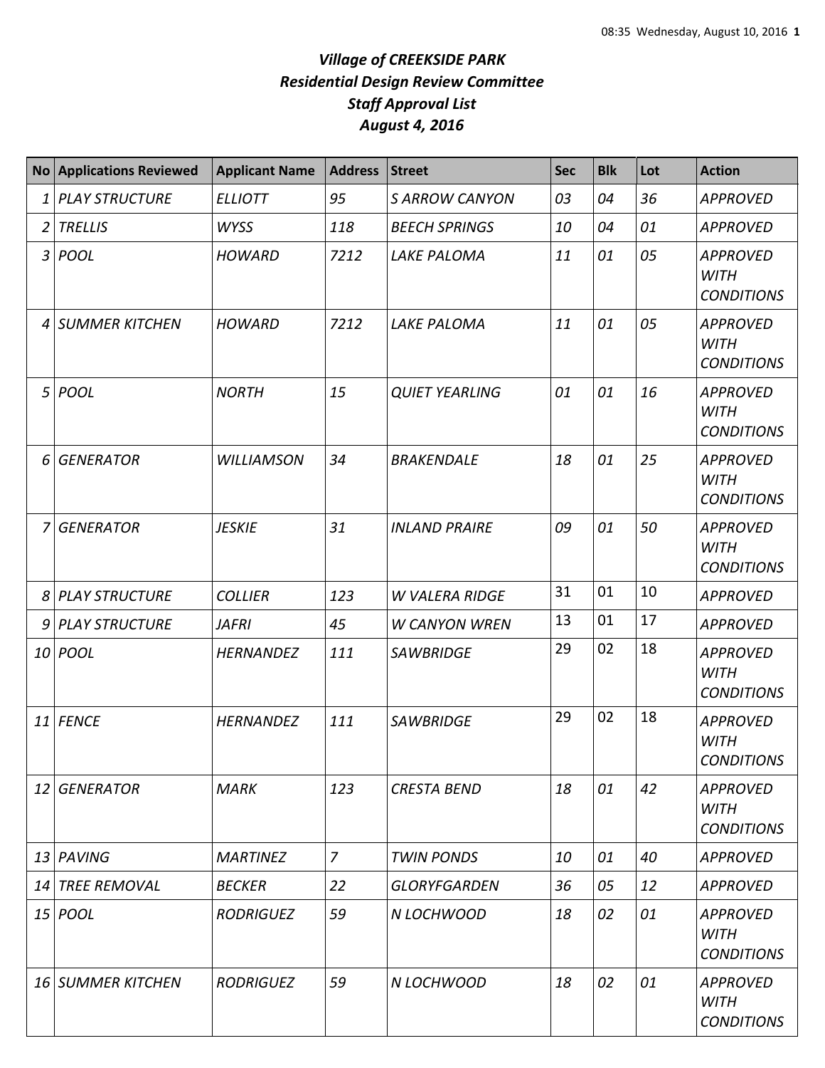# *Village of CREEKSIDE PARK*
## *Residential Design Review Committee*
## *Staff Approval List*
## *August 4, 2016*

| No | Applications Reviewed | Applicant Name | Address | Street | Sec | Blk | Lot | Action |
|---|---|---|---|---|---|---|---|---|
| 1 | PLAY STRUCTURE | ELLIOTT | 95 | S ARROW CANYON | 03 | 04 | 36 | APPROVED |
| 2 | TRELLIS | WYSS | 118 | BEECH SPRINGS | 10 | 04 | 01 | APPROVED |
| 3 | POOL | HOWARD | 7212 | LAKE PALOMA | 11 | 01 | 05 | APPROVED WITH CONDITIONS |
| 4 | SUMMER KITCHEN | HOWARD | 7212 | LAKE PALOMA | 11 | 01 | 05 | APPROVED WITH CONDITIONS |
| 5 | POOL | NORTH | 15 | QUIET YEARLING | 01 | 01 | 16 | APPROVED WITH CONDITIONS |
| 6 | GENERATOR | WILLIAMSON | 34 | BRAKENDALE | 18 | 01 | 25 | APPROVED WITH CONDITIONS |
| 7 | GENERATOR | JESKIE | 31 | INLAND PRAIRE | 09 | 01 | 50 | APPROVED WITH CONDITIONS |
| 8 | PLAY STRUCTURE | COLLIER | 123 | W VALERA RIDGE | 31 | 01 | 10 | APPROVED |
| 9 | PLAY STRUCTURE | JAFRI | 45 | W CANYON WREN | 13 | 01 | 17 | APPROVED |
| 10 | POOL | HERNANDEZ | 111 | SAWBRIDGE | 29 | 02 | 18 | APPROVED WITH CONDITIONS |
| 11 | FENCE | HERNANDEZ | 111 | SAWBRIDGE | 29 | 02 | 18 | APPROVED WITH CONDITIONS |
| 12 | GENERATOR | MARK | 123 | CRESTA BEND | 18 | 01 | 42 | APPROVED WITH CONDITIONS |
| 13 | PAVING | MARTINEZ | 7 | TWIN PONDS | 10 | 01 | 40 | APPROVED |
| 14 | TREE REMOVAL | BECKER | 22 | GLORYFGARDEN | 36 | 05 | 12 | APPROVED |
| 15 | POOL | RODRIGUEZ | 59 | N LOCHWOOD | 18 | 02 | 01 | APPROVED WITH CONDITIONS |
| 16 | SUMMER KITCHEN | RODRIGUEZ | 59 | N LOCHWOOD | 18 | 02 | 01 | APPROVED WITH CONDITIONS |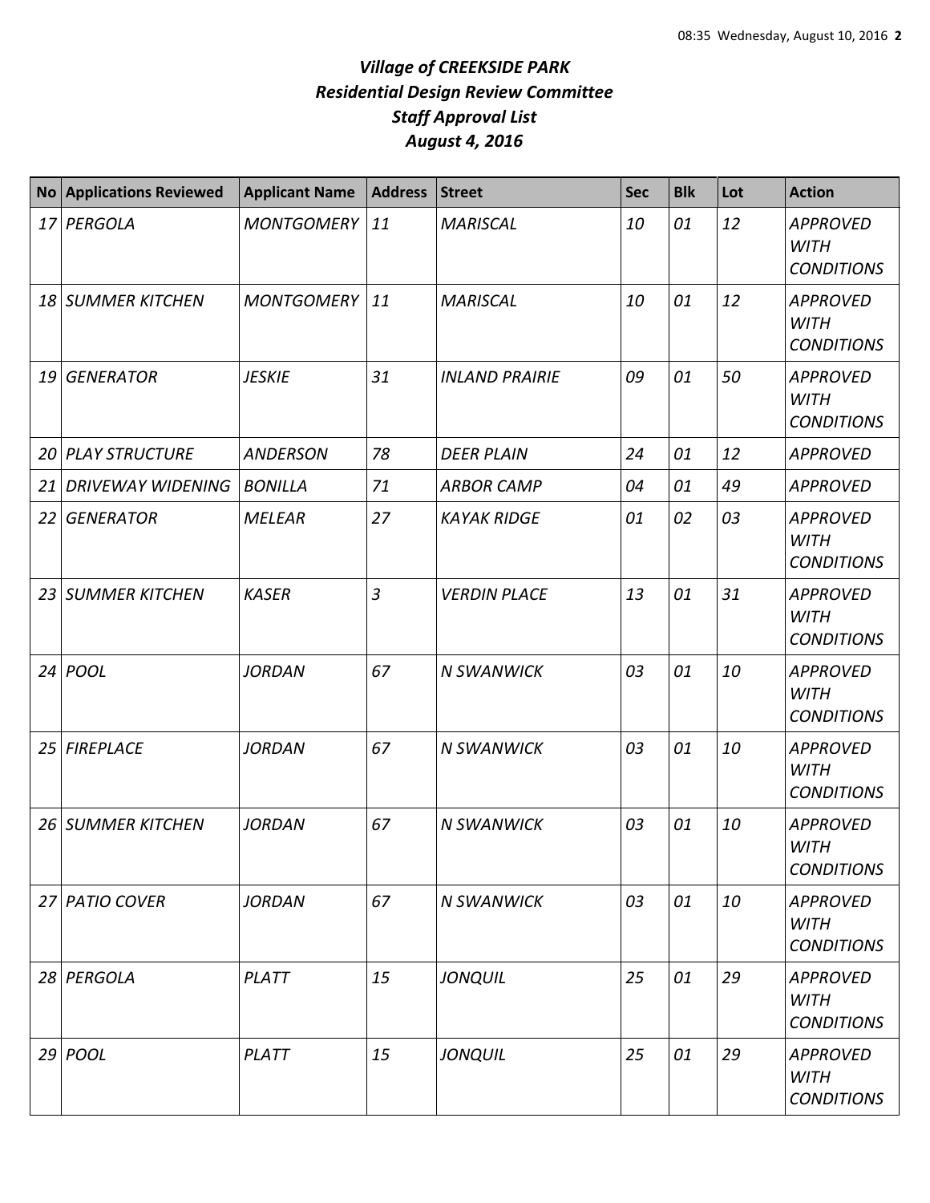# *Village of CREEKSIDE PARK*
## *Residential Design Review Committee*
## *Staff Approval List*
## *August 4, 2016*

| No | Applications Reviewed | Applicant Name | Address | Street | Sec | Blk | Lot | Action |
|---|---|---|---|---|---|---|---|---|
| *17* | *PERGOLA* | *MONTGOMERY* | *11* | *MARISCAL* | *10* | *01* | *12* | *APPROVED WITH CONDITIONS* |
| *18* | *SUMMER KITCHEN* | *MONTGOMERY* | *11* | *MARISCAL* | *10* | *01* | *12* | *APPROVED WITH CONDITIONS* |
| *19* | *GENERATOR* | *JESKIE* | *31* | *INLAND PRAIRIE* | *09* | *01* | *50* | *APPROVED WITH CONDITIONS* |
| *20* | *PLAY STRUCTURE* | *ANDERSON* | *78* | *DEER PLAIN* | *24* | *01* | *12* | *APPROVED* |
| *21* | *DRIVEWAY WIDENING* | *BONILLA* | *71* | *ARBOR CAMP* | *04* | *01* | *49* | *APPROVED* |
| *22* | *GENERATOR* | *MELEAR* | *27* | *KAYAK RIDGE* | *01* | *02* | *03* | *APPROVED WITH CONDITIONS* |
| *23* | *SUMMER KITCHEN* | *KASER* | *3* | *VERDIN PLACE* | *13* | *01* | *31* | *APPROVED WITH CONDITIONS* |
| *24* | *POOL* | *JORDAN* | *67* | *N SWANWICK* | *03* | *01* | *10* | *APPROVED WITH CONDITIONS* |
| *25* | *FIREPLACE* | *JORDAN* | *67* | *N SWANWICK* | *03* | *01* | *10* | *APPROVED WITH CONDITIONS* |
| *26* | *SUMMER KITCHEN* | *JORDAN* | *67* | *N SWANWICK* | *03* | *01* | *10* | *APPROVED WITH CONDITIONS* |
| *27* | *PATIO COVER* | *JORDAN* | *67* | *N SWANWICK* | *03* | *01* | *10* | *APPROVED WITH CONDITIONS* |
| *28* | *PERGOLA* | *PLATT* | *15* | *JONQUIL* | *25* | *01* | *29* | *APPROVED WITH CONDITIONS* |
| *29* | *POOL* | *PLATT* | *15* | *JONQUIL* | *25* | *01* | *29* | *APPROVED WITH CONDITIONS* |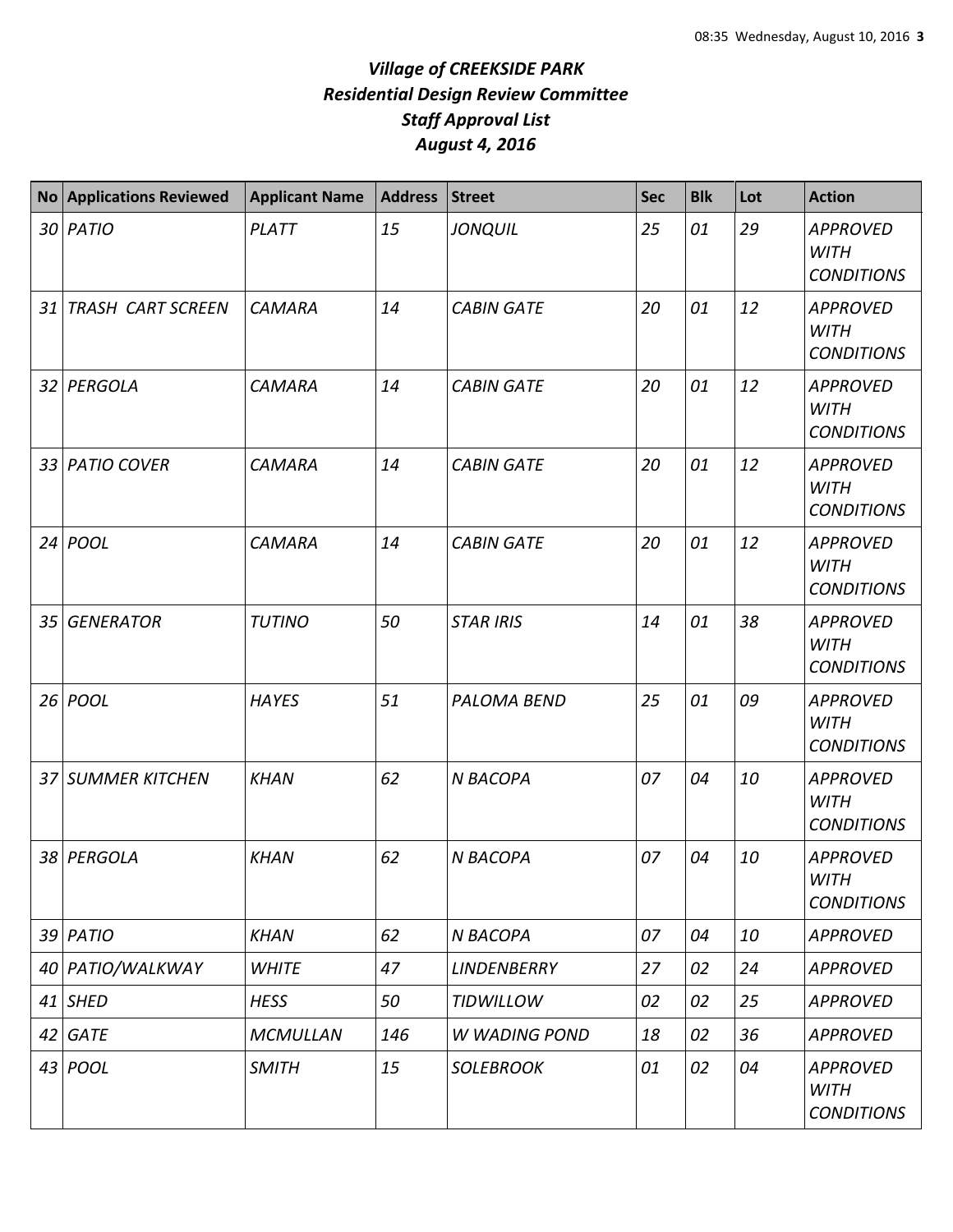# *Village of CREEKSIDE PARK*
## *Residential Design Review Committee*
## *Staff Approval List*
## *August 4, 2016*

| No | Applications Reviewed | Applicant Name | Address | Street | Sec | Blk | Lot | Action |
|---|---|---|---|---|---|---|---|---|
| *30* | *PATIO* | *PLATT* | *15* | *JONQUIL* | *25* | *01* | *29* | *APPROVED WITH CONDITIONS* |
| *31* | *TRASH CART SCREEN* | *CAMARA* | *14* | *CABIN GATE* | *20* | *01* | *12* | *APPROVED WITH CONDITIONS* |
| *32* | *PERGOLA* | *CAMARA* | *14* | *CABIN GATE* | *20* | *01* | *12* | *APPROVED WITH CONDITIONS* |
| *33* | *PATIO COVER* | *CAMARA* | *14* | *CABIN GATE* | *20* | *01* | *12* | *APPROVED WITH CONDITIONS* |
| *24* | *POOL* | *CAMARA* | *14* | *CABIN GATE* | *20* | *01* | *12* | *APPROVED WITH CONDITIONS* |
| *35* | *GENERATOR* | *TUTINO* | *50* | *STAR IRIS* | *14* | *01* | *38* | *APPROVED WITH CONDITIONS* |
| *26* | *POOL* | *HAYES* | *51* | *PALOMA BEND* | *25* | *01* | *09* | *APPROVED WITH CONDITIONS* |
| *37* | *SUMMER KITCHEN* | *KHAN* | *62* | *N BACOPA* | *07* | *04* | *10* | *APPROVED WITH CONDITIONS* |
| *38* | *PERGOLA* | *KHAN* | *62* | *N BACOPA* | *07* | *04* | *10* | *APPROVED WITH CONDITIONS* |
| *39* | *PATIO* | *KHAN* | *62* | *N BACOPA* | *07* | *04* | *10* | *APPROVED* |
| *40* | *PATIO/WALKWAY* | *WHITE* | *47* | *LINDENBERRY* | *27* | *02* | *24* | *APPROVED* |
| *41* | *SHED* | *HESS* | *50* | *TIDWILLOW* | *02* | *02* | *25* | *APPROVED* |
| *42* | *GATE* | *MCMULLAN* | *146* | *W WADING POND* | *18* | *02* | *36* | *APPROVED* |
| *43* | *POOL* | *SMITH* | *15* | *SOLEBROOK* | *01* | *02* | *04* | *APPROVED WITH CONDITIONS* |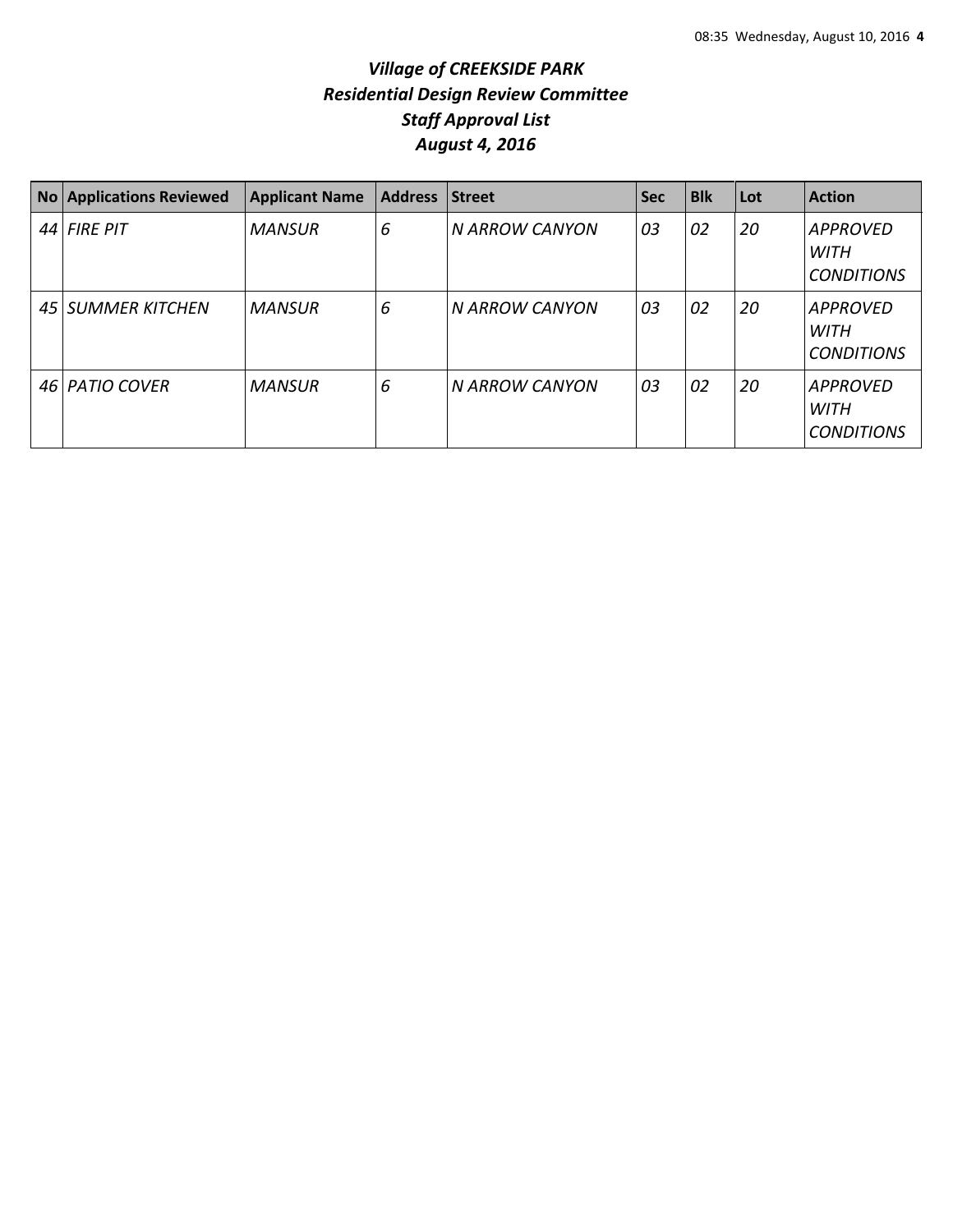# *Village of CREEKSIDE PARK*
## *Residential Design Review Committee*
## *Staff Approval List*
## *August 4, 2016*

| No | Applications Reviewed | Applicant Name | Address | Street | Sec | Blk | Lot | Action |
|---|---|---|---|---|---|---|---|---|
| *44* | *FIRE PIT* | *MANSUR* | *6* | *N ARROW CANYON* | *03* | *02* | *20* | *APPROVED WITH CONDITIONS* |
| *45* | *SUMMER KITCHEN* | *MANSUR* | *6* | *N ARROW CANYON* | *03* | *02* | *20* | *APPROVED WITH CONDITIONS* |
| *46* | *PATIO COVER* | *MANSUR* | *6* | *N ARROW CANYON* | *03* | *02* | *20* | *APPROVED WITH CONDITIONS* |